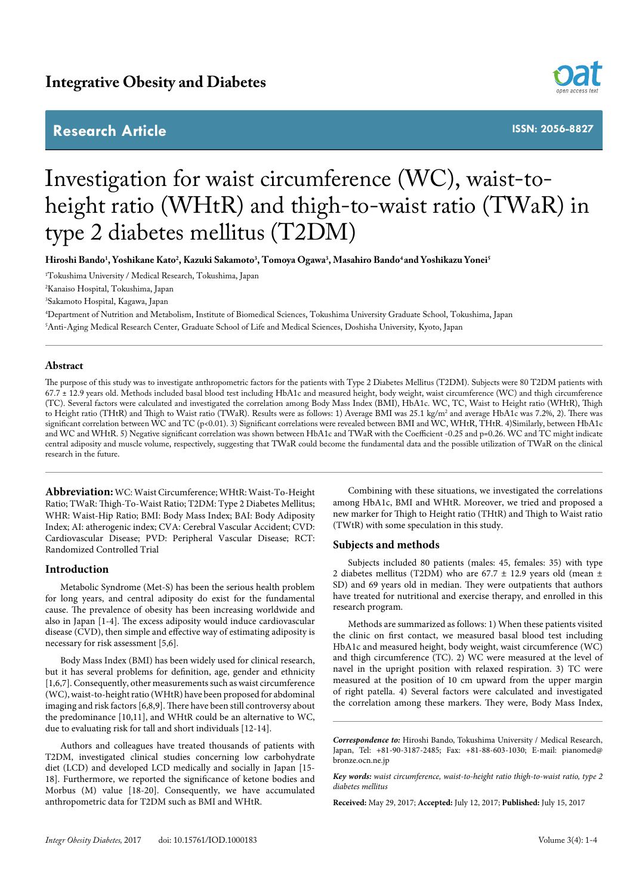Integrative Obesity and Diabetes

Research Article

ISSN: 2056-8827

# Investigation for waist circumference (WC), waist-to-height ratio (WHtR) and thigh-to-waist ratio (TWaR) in type 2 diabetes mellitus (T2DM)

**Hiroshi Bando[1], Yoshikane Kato[2], Kazuki Sakamoto[3], Tomoya Ogawa[3], Masahiro Bando[4] and Yoshikazu Yonei[5]**

[1]Tokushima University / Medical Research, Tokushima, Japan

[2]Kanaiso Hospital, Tokushima, Japan

[3]Sakamoto Hospital, Kagawa, Japan

[4]Department of Nutrition and Metabolism, Institute of Biomedical Sciences, Tokushima University Graduate School, Tokushima, Japan

[5]Anti-Aging Medical Research Center, Graduate School of Life and Medical Sciences, Doshisha University, Kyoto, Japan

## Abstract

The purpose of this study was to investigate anthropometric factors for the patients with Type 2 Diabetes Mellitus (T2DM). Subjects were 80 T2DM patients with 67.7 ± 12.9 years old. Methods included basal blood test including HbA1c and measured height, body weight, waist circumference (WC) and thigh circumference (TC). Several factors were calculated and investigated the correlation among Body Mass Index (BMI), HbA1c. WC, TC, Waist to Height ratio (WHtR), Thigh to Height ratio (THtR) and Thigh to Waist ratio (TWaR). Results were as follows: 1) Average BMI was 25.1 kg/m$^2$ and average HbA1c was 7.2%, 2). There was significant correlation between WC and TC (p<0.01). 3) Significant correlations were revealed between BMI and WC, WHtR, THtR. 4)Similarly, between HbA1c and WC and WHtR. 5) Negative significant correlation was shown between HbA1c and TWaR with the Coefficient -0.25 and p=0.26. WC and TC might indicate central adiposity and muscle volume, respectively, suggesting that TWaR could become the fundamental data and the possible utilization of TWaR on the clinical research in the future.

**Abbreviation:** WC: Waist Circumference; WHtR: Waist-To-Height Ratio; TWaR: Thigh-To-Waist Ratio; T2DM: Type 2 Diabetes Mellitus; WHR: Waist-Hip Ratio; BMI: Body Mass Index; BAI: Body Adiposity Index; AI: atherogenic index; CVA: Cerebral Vascular Accident; CVD: Cardiovascular Disease; PVD: Peripheral Vascular Disease; RCT: Randomized Controlled Trial

## Introduction

Metabolic Syndrome (Met-S) has been the serious health problem for long years, and central adiposity do exist for the fundamental cause. The prevalence of obesity has been increasing worldwide and also in Japan [1-4]. The excess adiposity would induce cardiovascular disease (CVD), then simple and effective way of estimating adiposity is necessary for risk assessment [5,6].

Body Mass Index (BMI) has been widely used for clinical research, but it has several problems for definition, age, gender and ethnicity [1,6,7]. Consequently, other measurements such as waist circumference (WC), waist-to-height ratio (WHtR) have been proposed for abdominal imaging and risk factors [6,8,9]. There have been still controversy about the predominance [10,11], and WHtR could be an alternative to WC, due to evaluating risk for tall and short individuals [12-14].

Authors and colleagues have treated thousands of patients with T2DM, investigated clinical studies concerning low carbohydrate diet (LCD) and developed LCD medically and socially in Japan [15-18]. Furthermore, we reported the significance of ketone bodies and Morbus (M) value [18-20]. Consequently, we have accumulated anthropometric data for T2DM such as BMI and WHtR.

Combining with these situations, we investigated the correlations among HbA1c, BMI and WHtR. Moreover, we tried and proposed a new marker for Thigh to Height ratio (THtR) and Thigh to Waist ratio (TWtR) with some speculation in this study.

## Subjects and methods

Subjects included 80 patients (males: 45, females: 35) with type 2 diabetes mellitus (T2DM) who are 67.7 ± 12.9 years old (mean ± SD) and 69 years old in median. They were outpatients that authors have treated for nutritional and exercise therapy, and enrolled in this research program.

Methods are summarized as follows: 1) When these patients visited the clinic on first contact, we measured basal blood test including HbA1c and measured height, body weight, waist circumference (WC) and thigh circumference (TC). 2) WC were measured at the level of navel in the upright position with relaxed respiration. 3) TC were measured at the position of 10 cm upward from the upper margin of right patella. 4) Several factors were calculated and investigated the correlation among these markers. They were, Body Mass Index,

***Correspondence to:*** Hiroshi Bando, Tokushima University / Medical Research, Japan, Tel: +81-90-3187-2485; Fax: +81-88-603-1030; E-mail: pianomed@bronze.ocn.ne.jp

***Key words:*** *waist circumference, waist-to-height ratio thigh-to-waist ratio, type 2 diabetes mellitus*

**Received:** May 29, 2017; **Accepted:** July 12, 2017; **Published:** July 15, 2017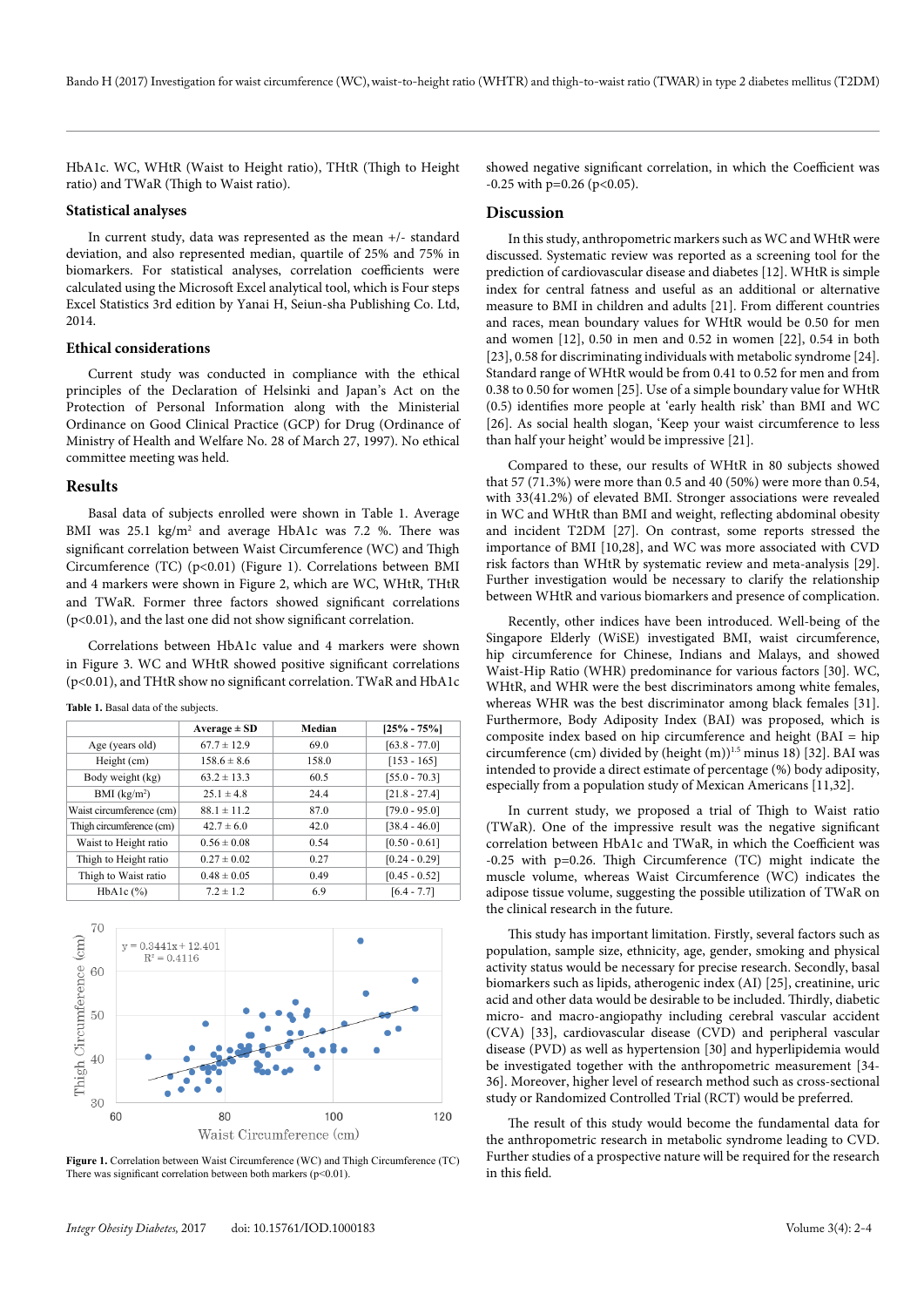HbA1c. WC, WHtR (Waist to Height ratio), THtR (Thigh to Height ratio) and TWaR (Thigh to Waist ratio).

### Statistical analyses

In current study, data was represented as the mean +/- standard deviation, and also represented median, quartile of 25% and 75% in biomarkers. For statistical analyses, correlation coefficients were calculated using the Microsoft Excel analytical tool, which is Four steps Excel Statistics 3rd edition by Yanai H, Seiun-sha Publishing Co. Ltd, 2014.

### Ethical considerations

Current study was conducted in compliance with the ethical principles of the Declaration of Helsinki and Japan's Act on the Protection of Personal Information along with the Ministerial Ordinance on Good Clinical Practice (GCP) for Drug (Ordinance of Ministry of Health and Welfare No. 28 of March 27, 1997). No ethical committee meeting was held.

## Results

Basal data of subjects enrolled were shown in Table 1. Average BMI was 25.1 kg/m$^2$ and average HbA1c was 7.2 %. There was significant correlation between Waist Circumference (WC) and Thigh Circumference (TC) ($p<0.01$) (Figure 1). Correlations between BMI and 4 markers were shown in Figure 2, which are WC, WHtR, THtR and TWaR. Former three factors showed significant correlations ($p<0.01$), and the last one did not show significant correlation.

Correlations between HbA1c value and 4 markers were shown in Figure 3. WC and WHtR showed positive significant correlations ($p<0.01$), and THtR show no significant correlation. TWaR and HbA1c showed negative significant correlation, in which the Coefficient was -0.25 with p=0.26 ($p<0.05$).

**Table 1.** Basal data of the subjects.

| | Average ± SD | Median | [25% - 75%] |
|---|---|---|---|
| Age (years old) | 67.7 ± 12.9 | 69.0 | [63.8 - 77.0] |
| Height (cm) | 158.6 ± 8.6 | 158.0 | [153 - 165] |
| Body weight (kg) | 63.2 ± 13.3 | 60.5 | [55.0 - 70.3] |
| BMI (kg/m$^2$) | 25.1 ± 4.8 | 24.4 | [21.8 - 27.4] |
| Waist circumference (cm) | 88.1 ± 11.2 | 87.0 | [79.0 - 95.0] |
| Thigh circumference (cm) | 42.7 ± 6.0 | 42.0 | [38.4 - 46.0] |
| Waist to Height ratio | 0.56 ± 0.08 | 0.54 | [0.50 - 0.61] |
| Thigh to Height ratio | 0.27 ± 0.02 | 0.27 | [0.24 - 0.29] |
| Thigh to Waist ratio | 0.48 ± 0.05 | 0.49 | [0.45 - 0.52] |
| HbA1c (%) | 7.2 ± 1.2 | 6.9 | [6.4 - 7.7] |

$y = 0.3441x + 12.401$
$R^2 = 0.4116$

**Figure 1.** Correlation between Waist Circumference (WC) and Thigh Circumference (TC) There was significant correlation between both markers ($p<0.01$).

## Discussion

In this study, anthropometric markers such as WC and WHtR were discussed. Systematic review was reported as a screening tool for the prediction of cardiovascular disease and diabetes [12]. WHtR is simple index for central fatness and useful as an additional or alternative measure to BMI in children and adults [21]. From different countries and races, mean boundary values for WHtR would be 0.50 for men and women [12], 0.50 in men and 0.52 in women [22], 0.54 in both [23], 0.58 for discriminating individuals with metabolic syndrome [24]. Standard range of WHtR would be from 0.41 to 0.52 for men and from 0.38 to 0.50 for women [25]. Use of a simple boundary value for WHtR (0.5) identifies more people at 'early health risk' than BMI and WC [26]. As social health slogan, 'Keep your waist circumference to less than half your height' would be impressive [21].

Compared to these, our results of WHtR in 80 subjects showed that 57 (71.3%) were more than 0.5 and 40 (50%) were more than 0.54, with 33(41.2%) of elevated BMI. Stronger associations were revealed in WC and WHtR than BMI and weight, reflecting abdominal obesity and incident T2DM [27]. On contrast, some reports stressed the importance of BMI [10,28], and WC was more associated with CVD risk factors than WHtR by systematic review and meta-analysis [29]. Further investigation would be necessary to clarify the relationship between WHtR and various biomarkers and presence of complication.

Recently, other indices have been introduced. Well-being of the Singapore Elderly (WiSE) investigated BMI, waist circumference, hip circumference for Chinese, Indians and Malays, and showed Waist-Hip Ratio (WHR) predominance for various factors [30]. WC, WHtR, and WHR were the best discriminators among white females, whereas WHR was the best discriminator among black females [31]. Furthermore, Body Adiposity Index (BAI) was proposed, which is composite index based on hip circumference and height (BAI = hip circumference (cm) divided by (height (m))$^{1.5}$ minus 18) [32]. BAI was intended to provide a direct estimate of percentage (%) body adiposity, especially from a population study of Mexican Americans [11,32].

In current study, we proposed a trial of Thigh to Waist ratio (TWaR). One of the impressive result was the negative significant correlation between HbA1c and TWaR, in which the Coefficient was -0.25 with p=0.26. Thigh Circumference (TC) might indicate the muscle volume, whereas Waist Circumference (WC) indicates the adipose tissue volume, suggesting the possible utilization of TWaR on the clinical research in the future.

This study has important limitation. Firstly, several factors such as population, sample size, ethnicity, age, gender, smoking and physical activity status would be necessary for precise research. Secondly, basal biomarkers such as lipids, atherogenic index (AI) [25], creatinine, uric acid and other data would be desirable to be included. Thirdly, diabetic micro- and macro-angiopathy including cerebral vascular accident (CVA) [33], cardiovascular disease (CVD) and peripheral vascular disease (PVD) as well as hypertension [30] and hyperlipidemia would be investigated together with the anthropometric measurement [34-36]. Moreover, higher level of research method such as cross-sectional study or Randomized Controlled Trial (RCT) would be preferred.

The result of this study would become the fundamental data for the anthropometric research in metabolic syndrome leading to CVD. Further studies of a prospective nature will be required for the research in this field.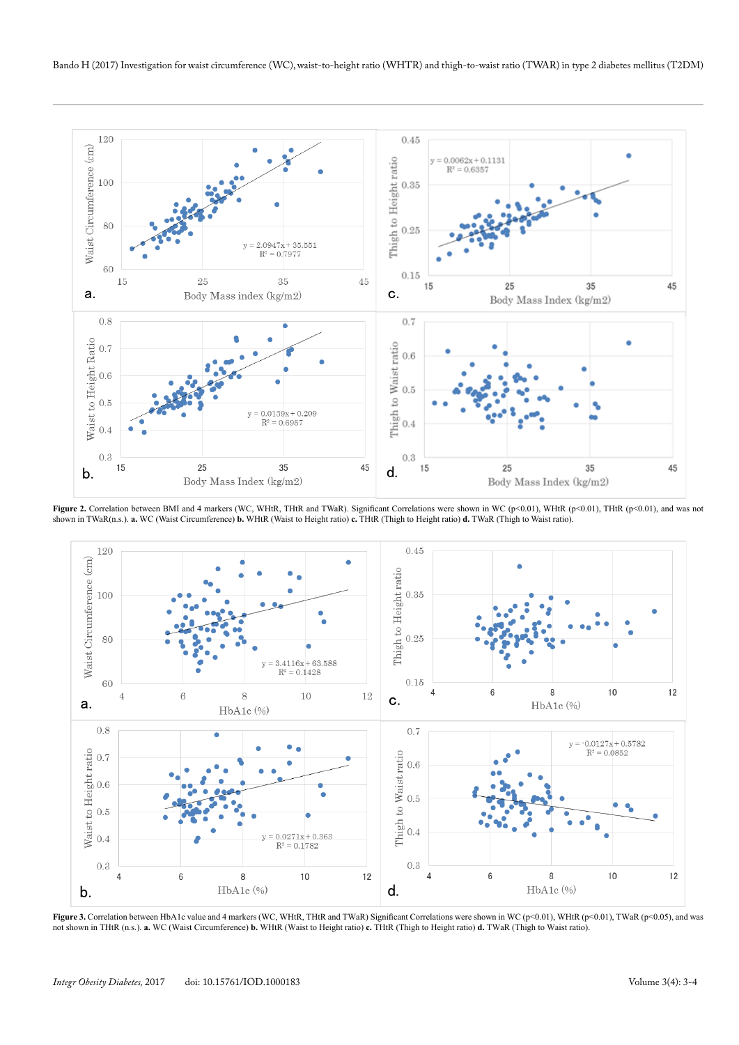**Figure 2.** Correlation between BMI and 4 markers (WC, WHtR, THtR and TWaR). Significant Correlations were shown in WC (p<0.01), WHtR (p<0.01), THtR (p<0.01), and was not shown in TWaR(n.s.). **a.** WC (Waist Circumference) **b.** WHtR (Waist to Height ratio) **c.** THtR (Thigh to Height ratio) **d.** TWaR (Thigh to Waist ratio).

**Figure 3.** Correlation between HbA1c value and 4 markers (WC, WHtR, THtR and TWaR) Significant Correlations were shown in WC (p<0.01), WHtR (p<0.01), TWaR (p<0.05), and was not shown in THtR (n.s.). **a.** WC (Waist Circumference) **b.** WHtR (Waist to Height ratio) **c.** THtR (Thigh to Height ratio) **d.** TWaR (Thigh to Waist ratio).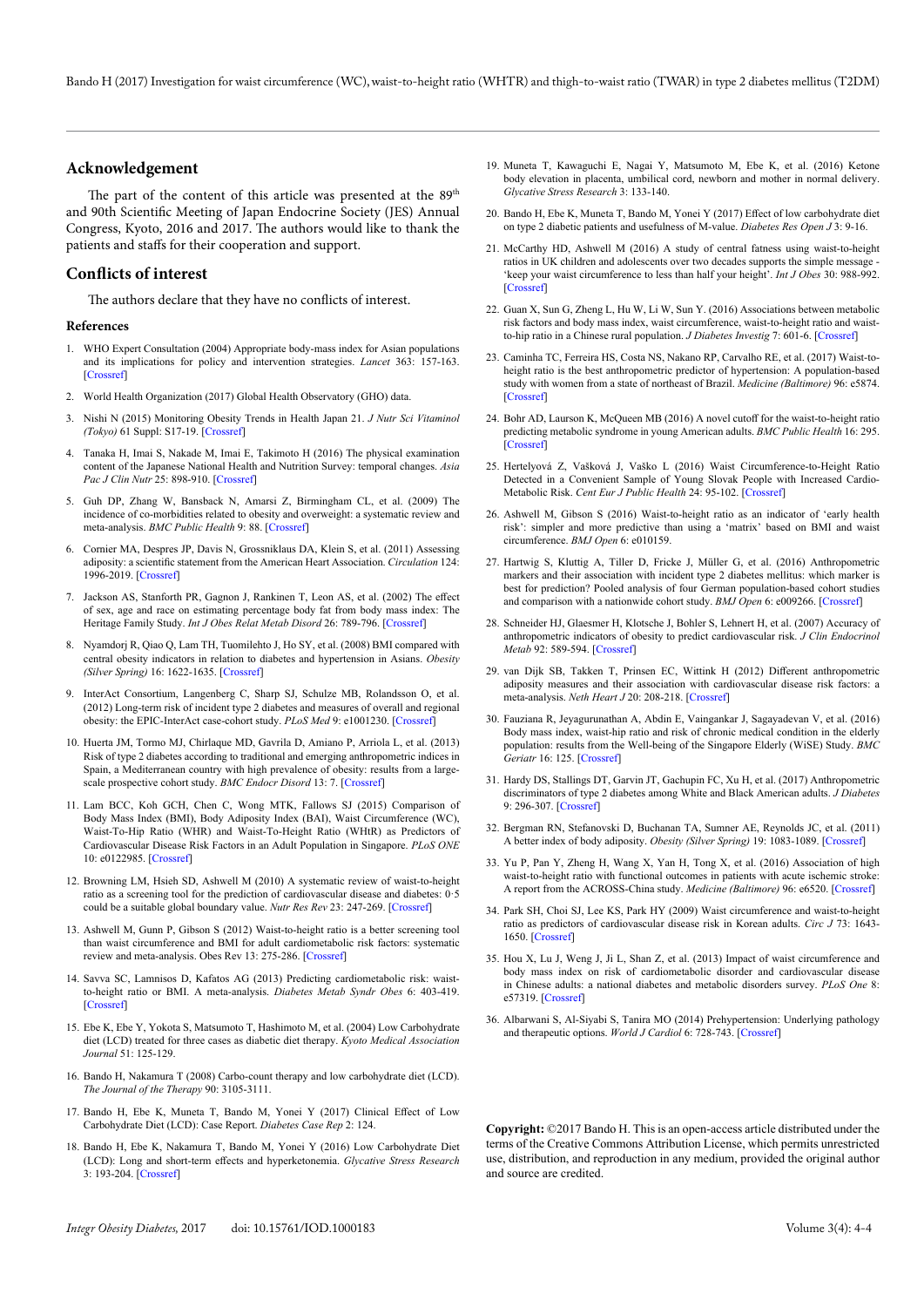## Acknowledgement

The part of the content of this article was presented at the 89th and 90th Scientific Meeting of Japan Endocrine Society (JES) Annual Congress, Kyoto, 2016 and 2017. The authors would like to thank the patients and staffs for their cooperation and support.

## Conflicts of interest

The authors declare that they have no conflicts of interest.

### References

1. WHO Expert Consultation (2004) Appropriate body-mass index for Asian populations and its implications for policy and intervention strategies. *Lancet* 363: 157-163. [Crossref]
2. World Health Organization (2017) Global Health Observatory (GHO) data.
3. Nishi N (2015) Monitoring Obesity Trends in Health Japan 21. *J Nutr Sci Vitaminol (Tokyo)* 61 Suppl: S17-19. [Crossref]
4. Tanaka H, Imai S, Nakade M, Imai E, Takimoto H (2016) The physical examination content of the Japanese National Health and Nutrition Survey: temporal changes. *Asia Pac J Clin Nutr* 25: 898-910. [Crossref]
5. Guh DP, Zhang W, Bansback N, Amarsi Z, Birmingham CL, et al. (2009) The incidence of co-morbidities related to obesity and overweight: a systematic review and meta-analysis. *BMC Public Health* 9: 88. [Crossref]
6. Cornier MA, Despres JP, Davis N, Grossniklaus DA, Klein S, et al. (2011) Assessing adiposity: a scientific statement from the American Heart Association. *Circulation* 124: 1996-2019. [Crossref]
7. Jackson AS, Stanforth PR, Gagnon J, Rankinen T, Leon AS, et al. (2002) The effect of sex, age and race on estimating percentage body fat from body mass index: The Heritage Family Study. *Int J Obes Relat Metab Disord* 26: 789-796. [Crossref]
8. Nyamdorj R, Qiao Q, Lam TH, Tuomilehto J, Ho SY, et al. (2008) BMI compared with central obesity indicators in relation to diabetes and hypertension in Asians. *Obesity (Silver Spring)* 16: 1622-1635. [Crossref]
9. InterAct Consortium, Langenberg C, Sharp SJ, Schulze MB, Rolandsson O, et al. (2012) Long-term risk of incident type 2 diabetes and measures of overall and regional obesity: the EPIC-InterAct case-cohort study. *PLoS Med* 9: e1001230. [Crossref]
10. Huerta JM, Tormo MJ, Chirlaque MD, Gavrila D, Amiano P, Arriola L, et al. (2013) Risk of type 2 diabetes according to traditional and emerging anthropometric indices in Spain, a Mediterranean country with high prevalence of obesity: results from a large-scale prospective cohort study. *BMC Endocr Disord* 13: 7. [Crossref]
11. Lam BCC, Koh GCH, Chen C, Wong MTK, Fallows SJ (2015) Comparison of Body Mass Index (BMI), Body Adiposity Index (BAI), Waist Circumference (WC), Waist-To-Hip Ratio (WHR) and Waist-To-Height Ratio (WHtR) as Predictors of Cardiovascular Disease Risk Factors in an Adult Population in Singapore. *PLoS ONE* 10: e0122985. [Crossref]
12. Browning LM, Hsieh SD, Ashwell M (2010) A systematic review of waist-to-height ratio as a screening tool for the prediction of cardiovascular disease and diabetes: 0·5 could be a suitable global boundary value. *Nutr Res Rev* 23: 247-269. [Crossref]
13. Ashwell M, Gunn P, Gibson S (2012) Waist-to-height ratio is a better screening tool than waist circumference and BMI for adult cardiometabolic risk factors: systematic review and meta-analysis. Obes Rev 13: 275-286. [Crossref]
14. Savva SC, Lamnisos D, Kafatos AG (2013) Predicting cardiometabolic risk: waist-to-height ratio or BMI. A meta-analysis. *Diabetes Metab Syndr Obes* 6: 403-419. [Crossref]
15. Ebe K, Ebe Y, Yokota S, Matsumoto T, Hashimoto M, et al. (2004) Low Carbohydrate diet (LCD) treated for three cases as diabetic diet therapy. *Kyoto Medical Association Journal* 51: 125-129.
16. Bando H, Nakamura T (2008) Carbo-count therapy and low carbohydrate diet (LCD). *The Journal of the Therapy* 90: 3105-3111.
17. Bando H, Ebe K, Muneta T, Bando M, Yonei Y (2017) Clinical Effect of Low Carbohydrate Diet (LCD): Case Report. *Diabetes Case Rep* 2: 124.
18. Bando H, Ebe K, Nakamura T, Bando M, Yonei Y (2016) Low Carbohydrate Diet (LCD): Long and short-term effects and hyperketonemia. *Glycative Stress Research* 3: 193-204. [Crossref]
19. Muneta T, Kawaguchi E, Nagai Y, Matsumoto M, Ebe K, et al. (2016) Ketone body elevation in placenta, umbilical cord, newborn and mother in normal delivery. *Glycative Stress Research* 3: 133-140.
20. Bando H, Ebe K, Muneta T, Bando M, Yonei Y (2017) Effect of low carbohydrate diet on type 2 diabetic patients and usefulness of M-value. *Diabetes Res Open J* 3: 9-16.
21. McCarthy HD, Ashwell M (2016) A study of central fatness using waist-to-height ratios in UK children and adolescents over two decades supports the simple message - 'keep your waist circumference to less than half your height'. *Int J Obes* 30: 988-992. [Crossref]
22. Guan X, Sun G, Zheng L, Hu W, Li W, Sun Y. (2016) Associations between metabolic risk factors and body mass index, waist circumference, waist-to-height ratio and waist-to-hip ratio in a Chinese rural population. *J Diabetes Investig* 7: 601-6. [Crossref]
23. Caminha TC, Ferreira HS, Costa NS, Nakano RP, Carvalho RE, et al. (2017) Waist-to-height ratio is the best anthropometric predictor of hypertension: A population-based study with women from a state of northeast of Brazil. *Medicine (Baltimore)* 96: e5874. [Crossref]
24. Bohr AD, Laurson K, McQueen MB (2016) A novel cutoff for the waist-to-height ratio predicting metabolic syndrome in young American adults. *BMC Public Health* 16: 295. [Crossref]
25. Hertelyová Z, Vašková J, Vaško L (2016) Waist Circumference-to-Height Ratio Detected in a Convenient Sample of Young Slovak People with Increased Cardio-Metabolic Risk. *Cent Eur J Public Health* 24: 95-102. [Crossref]
26. Ashwell M, Gibson S (2016) Waist-to-height ratio as an indicator of 'early health risk': simpler and more predictive than using a 'matrix' based on BMI and waist circumference. *BMJ Open* 6: e010159.
27. Hartwig S, Kluttig A, Tiller D, Fricke J, Müller G, et al. (2016) Anthropometric markers and their association with incident type 2 diabetes mellitus: which marker is best for prediction? Pooled analysis of four German population-based cohort studies and comparison with a nationwide cohort study. *BMJ Open* 6: e009266. [Crossref]
28. Schneider HJ, Glaesmer H, Klotsche J, Bohler S, Lehnert H, et al. (2007) Accuracy of anthropometric indicators of obesity to predict cardiovascular risk. *J Clin Endocrinol Metab* 92: 589-594. [Crossref]
29. van Dijk SB, Takken T, Prinsen EC, Wittink H (2012) Different anthropometric adiposity measures and their association with cardiovascular disease risk factors: a meta-analysis. *Neth Heart J* 20: 208-218. [Crossref]
30. Fauziana R, Jeyagurunathan A, Abdin E, Vaingankar J, Sagayadevan V, et al. (2016) Body mass index, waist-hip ratio and risk of chronic medical condition in the elderly population: results from the Well-being of the Singapore Elderly (WiSE) Study. *BMC Geriatr* 16: 125. [Crossref]
31. Hardy DS, Stallings DT, Garvin JT, Gachupin FC, Xu H, et al. (2017) Anthropometric discriminators of type 2 diabetes among White and Black American adults. *J Diabetes* 9: 296-307. [Crossref]
32. Bergman RN, Stefanovski D, Buchanan TA, Sumner AE, Reynolds JC, et al. (2011) A better index of body adiposity. *Obesity (Silver Spring)* 19: 1083-1089. [Crossref]
33. Yu P, Pan Y, Zheng H, Wang X, Yan H, Tong X, et al. (2016) Association of high waist-to-height ratio with functional outcomes in patients with acute ischemic stroke: A report from the ACROSS-China study. *Medicine (Baltimore)* 96: e6520. [Crossref]
34. Park SH, Choi SJ, Lee KS, Park HY (2009) Waist circumference and waist-to-height ratio as predictors of cardiovascular disease risk in Korean adults. *Circ J* 73: 1643-1650. [Crossref]
35. Hou X, Lu J, Weng J, Ji L, Shan Z, et al. (2013) Impact of waist circumference and body mass index on risk of cardiometabolic disorder and cardiovascular disease in Chinese adults: a national diabetes and metabolic disorders survey. *PLoS One* 8: e57319. [Crossref]
36. Albarwani S, Al-Siyabi S, Tanira MO (2014) Prehypertension: Underlying pathology and therapeutic options. *World J Cardiol* 6: 728-743. [Crossref]

**Copyright:** ©2017 Bando H. This is an open-access article distributed under the terms of the Creative Commons Attribution License, which permits unrestricted use, distribution, and reproduction in any medium, provided the original author and source are credited.